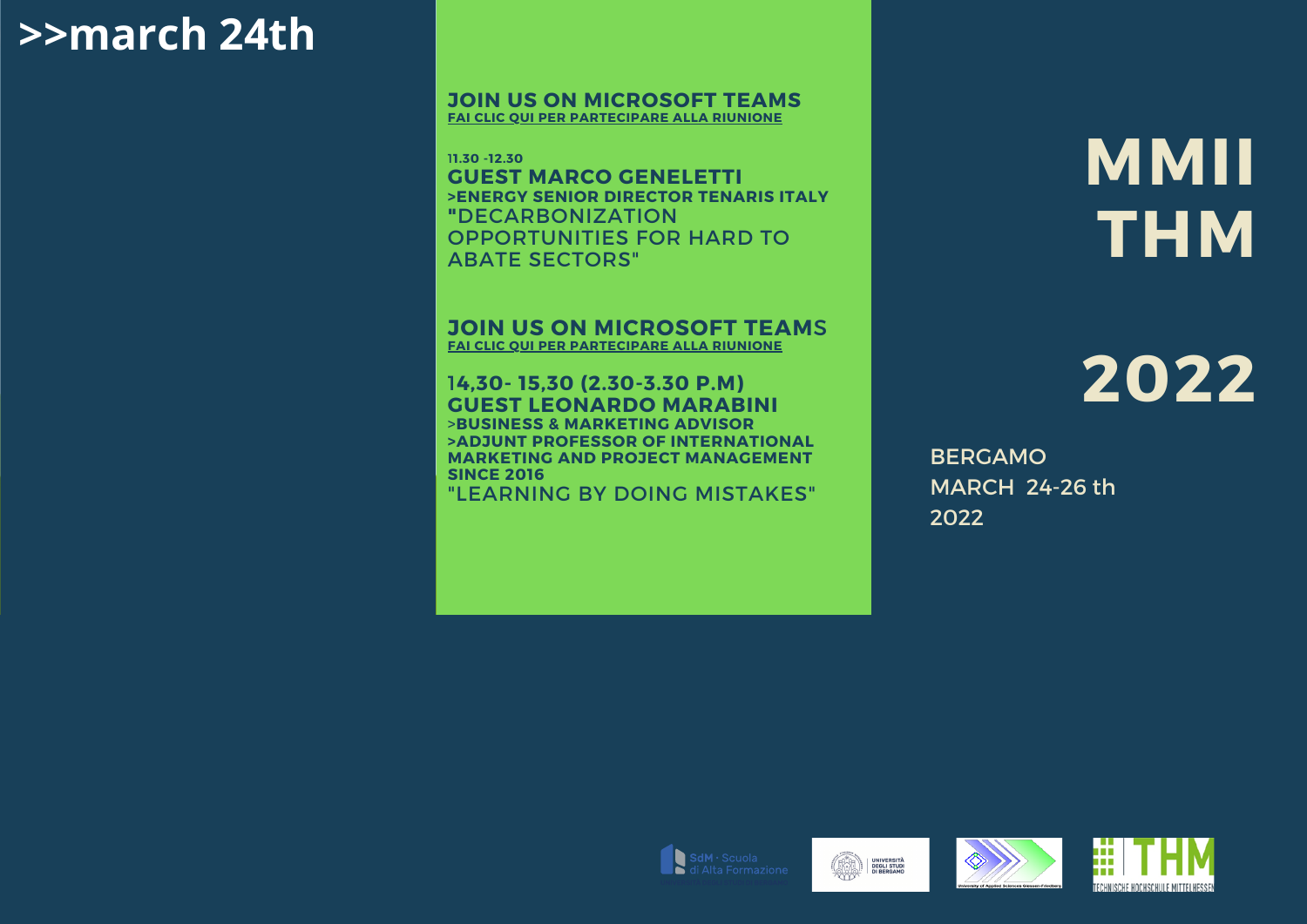# >>march 24th

**JOIN US ON MICROSOFT TEAMS**
**FAI CLIC QUI PER PARTECIPARE ALLA RIUNIONE**

**11.30 -12.30**
**GUEST MARCO GENELETTI**
**>ENERGY SENIOR DIRECTOR TENARIS ITALY**
"DECARBONIZATION OPPORTUNITIES FOR HARD TO ABATE SECTORS"

**JOIN US ON MICROSOFT TEAMS**
**FAI CLIC QUI PER PARTECIPARE ALLA RIUNIONE**

**14,30- 15,30 (2.30-3.30 P.M)**
**GUEST LEONARDO MARABINI**
**>BUSINESS & MARKETING ADVISOR**
**>ADJUNT PROFESSOR OF INTERNATIONAL MARKETING AND PROJECT MANAGEMENT SINCE 2016**
"LEARNING BY DOING MISTAKES"

# MMII THM

# 2022

BERGAMO
MARCH 24-26 th
2022

SdM · Scuola di Alta Formazione

UNIVERSITÀ DEGLI STUDI DI BERGAMO

University of Applied Sciences Giessen-Friedberg

THM TECHNISCHE HOCHSCHULE MITTELHESSEN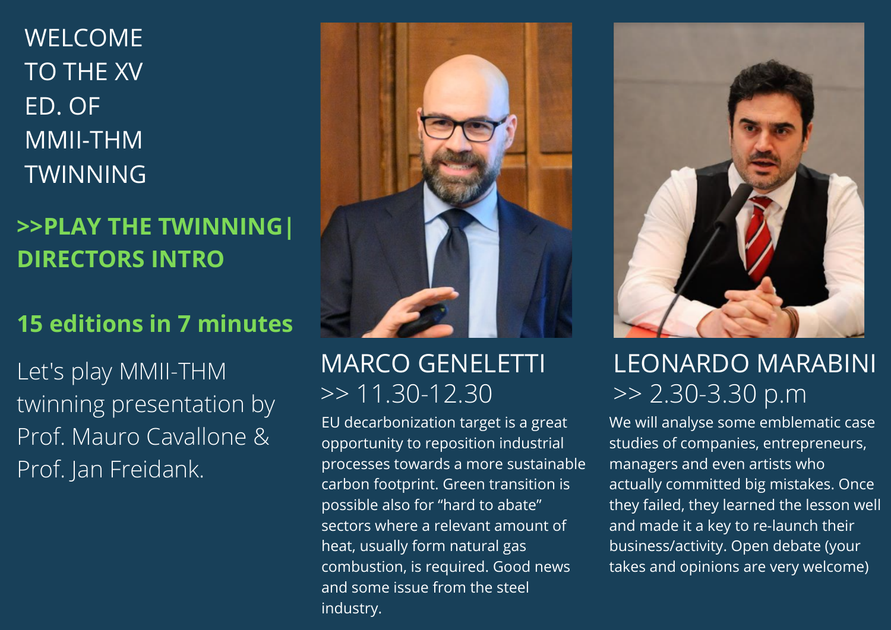# WELCOME TO THE XV ED. OF MMII-THM TWINNING

## >>PLAY THE TWINNING| DIRECTORS INTRO

**15 editions in 7 minutes**

Let's play MMII-THM twinning presentation by Prof. Mauro Cavallone & Prof. Jan Freidank.

## MARCO GENELETTI

>> 11.30-12.30

EU decarbonization target is a great opportunity to reposition industrial processes towards a more sustainable carbon footprint. Green transition is possible also for “hard to abate” sectors where a relevant amount of heat, usually form natural gas combustion, is required. Good news and some issue from the steel industry.

## LEONARDO MARABINI

>> 2.30-3.30 p.m

We will analyse some emblematic case studies of companies, entrepreneurs, managers and even artists who actually committed big mistakes. Once they failed, they learned the lesson well and made it a key to re-launch their business/activity. Open debate (your takes and opinions are very welcome)